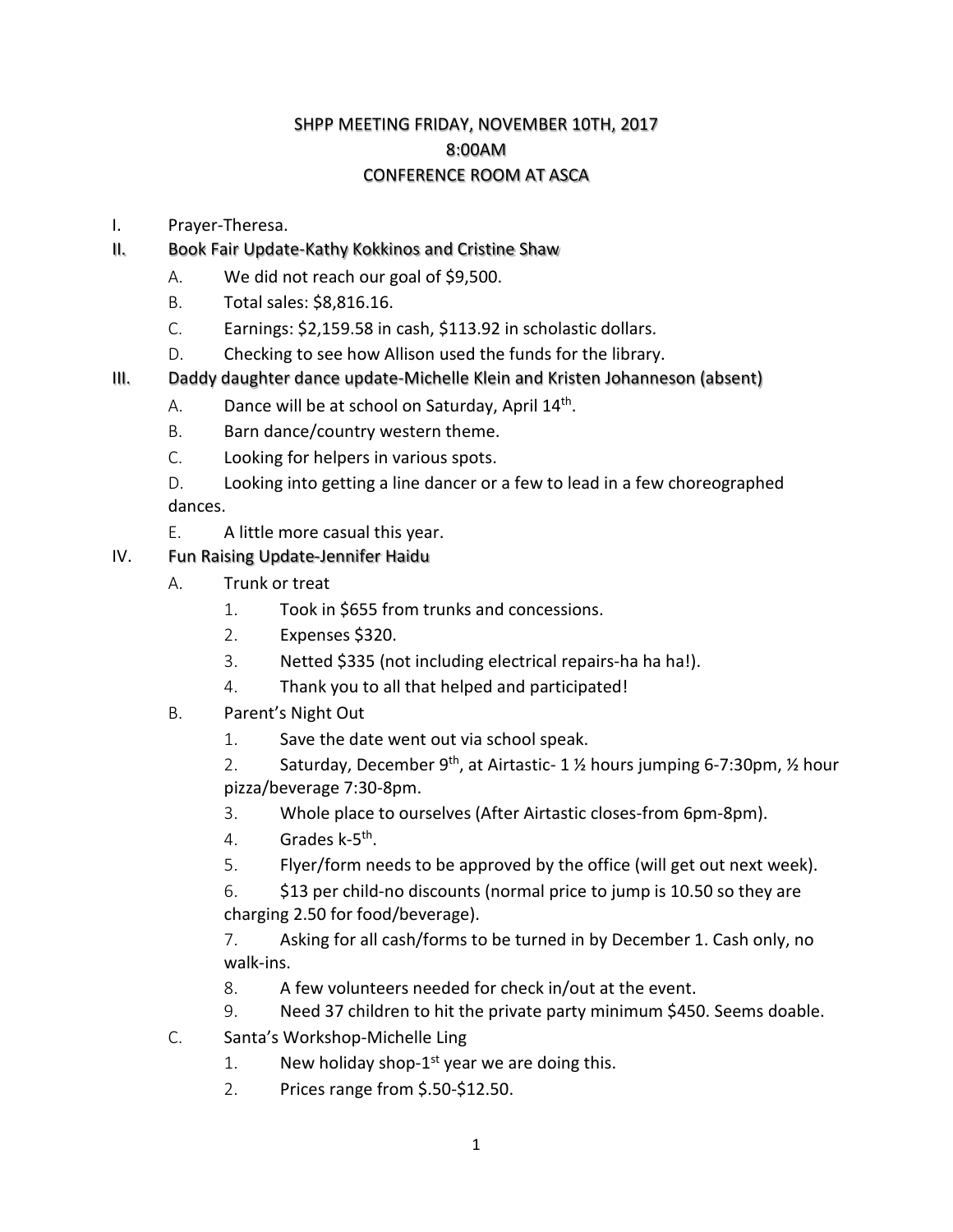# SHPP MEETING FRIDAY, NOVEMBER 10TH, 2017
# 8:00AM
# CONFERENCE ROOM AT ASCA

I. Prayer-Theresa.

II. Book Fair Update-Kathy Kokkinos and Cristine Shaw
   - A. We did not reach our goal of $9,500.
   - B. Total sales: $8,816.16.
   - C. Earnings: $2,159.58 in cash, $113.92 in scholastic dollars.
   - D. Checking to see how Allison used the funds for the library.

III. Daddy daughter dance update-Michelle Klein and Kristen Johanneson (absent)
   - A. Dance will be at school on Saturday, April 14th.
   - B. Barn dance/country western theme.
   - C. Looking for helpers in various spots.
   - D. Looking into getting a line dancer or a few to lead in a few choreographed dances.
   - E. A little more casual this year.

IV. Fun Raising Update-Jennifer Haidu
   - A. Trunk or treat
     1. Took in $655 from trunks and concessions.
     2. Expenses $320.
     3. Netted $335 (not including electrical repairs-ha ha ha!).
     4. Thank you to all that helped and participated!
   - B. Parent's Night Out
     1. Save the date went out via school speak.
     2. Saturday, December 9th, at Airtastic- 1 ½ hours jumping 6-7:30pm, ½ hour pizza/beverage 7:30-8pm.
     3. Whole place to ourselves (After Airtastic closes-from 6pm-8pm).
     4. Grades k-5th.
     5. Flyer/form needs to be approved by the office (will get out next week).
     6. $13 per child-no discounts (normal price to jump is 10.50 so they are charging 2.50 for food/beverage).
     7. Asking for all cash/forms to be turned in by December 1. Cash only, no walk-ins.
     8. A few volunteers needed for check in/out at the event.
     9. Need 37 children to hit the private party minimum $450. Seems doable.
   - C. Santa's Workshop-Michelle Ling
     1. New holiday shop-1st year we are doing this.
     2. Prices range from $.50-$12.50.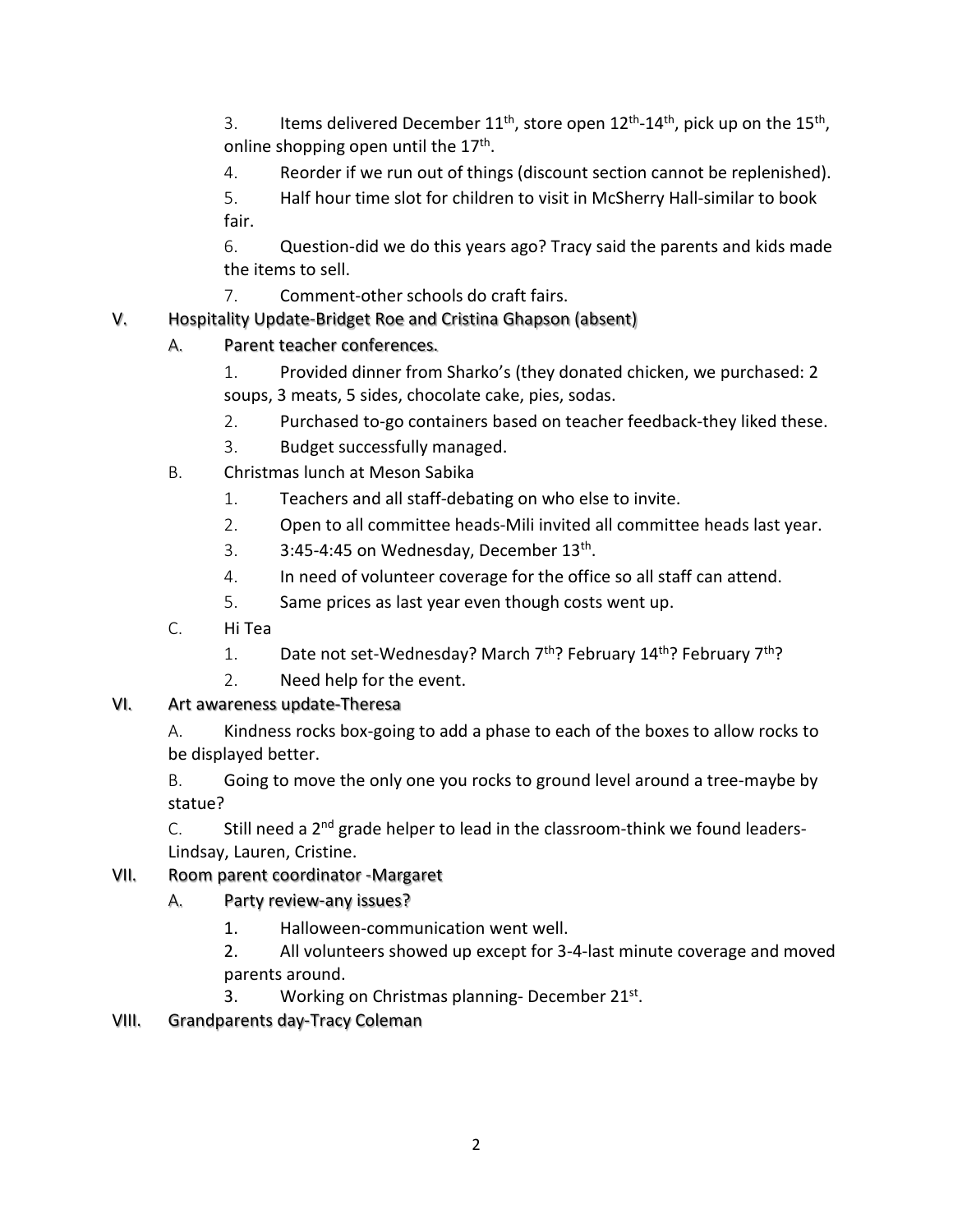3. Items delivered December 11th, store open 12th-14th, pick up on the 15th, online shopping open until the 17th.

4. Reorder if we run out of things (discount section cannot be replenished).

5. Half hour time slot for children to visit in McSherry Hall-similar to book fair.

6. Question-did we do this years ago? Tracy said the parents and kids made the items to sell.

7. Comment-other schools do craft fairs.

## V. Hospitality Update-Bridget Roe and Cristina Ghapson (absent)

### A. Parent teacher conferences.

1. Provided dinner from Sharko's (they donated chicken, we purchased: 2 soups, 3 meats, 5 sides, chocolate cake, pies, sodas.
2. Purchased to-go containers based on teacher feedback-they liked these.
3. Budget successfully managed.

### B. Christmas lunch at Meson Sabika

1. Teachers and all staff-debating on who else to invite.
2. Open to all committee heads-Mili invited all committee heads last year.
3. 3:45-4:45 on Wednesday, December 13th.
4. In need of volunteer coverage for the office so all staff can attend.
5. Same prices as last year even though costs went up.

### C. Hi Tea

1. Date not set-Wednesday? March 7th? February 14th? February 7th?
2. Need help for the event.

## VI. Art awareness update-Theresa

A. Kindness rocks box-going to add a phase to each of the boxes to allow rocks to be displayed better.

B. Going to move the only one you rocks to ground level around a tree-maybe by statue?

C. Still need a 2nd grade helper to lead in the classroom-think we found leaders-Lindsay, Lauren, Cristine.

## VII. Room parent coordinator -Margaret

### A. Party review-any issues?

1. Halloween-communication went well.
2. All volunteers showed up except for 3-4-last minute coverage and moved parents around.
3. Working on Christmas planning- December 21st.

## VIII. Grandparents day-Tracy Coleman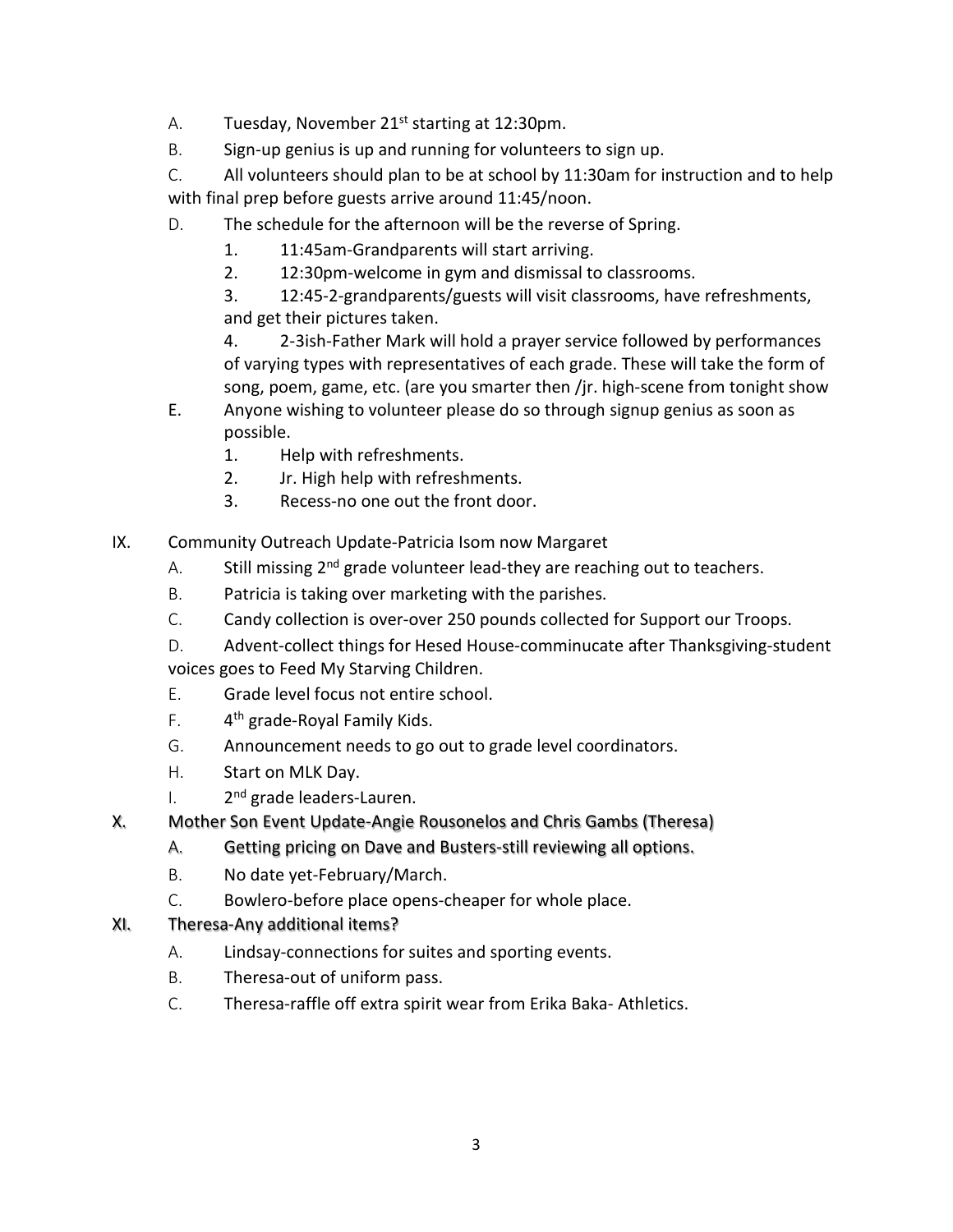A. Tuesday, November 21st starting at 12:30pm.

B. Sign-up genius is up and running for volunteers to sign up.

C. All volunteers should plan to be at school by 11:30am for instruction and to help with final prep before guests arrive around 11:45/noon.

D. The schedule for the afternoon will be the reverse of Spring.

   1. 11:45am-Grandparents will start arriving.
   2. 12:30pm-welcome in gym and dismissal to classrooms.
   3. 12:45-2-grandparents/guests will visit classrooms, have refreshments, and get their pictures taken.
   4. 2-3ish-Father Mark will hold a prayer service followed by performances of varying types with representatives of each grade. These will take the form of song, poem, game, etc. (are you smarter then /jr. high-scene from tonight show

E. Anyone wishing to volunteer please do so through signup genius as soon as possible.

   1. Help with refreshments.
   2. Jr. High help with refreshments.
   3. Recess-no one out the front door.

IX. Community Outreach Update-Patricia Isom now Margaret

   A. Still missing 2nd grade volunteer lead-they are reaching out to teachers.

   B. Patricia is taking over marketing with the parishes.

   C. Candy collection is over-over 250 pounds collected for Support our Troops.

   D. Advent-collect things for Hesed House-comminucate after Thanksgiving-student voices goes to Feed My Starving Children.

   E. Grade level focus not entire school.

   F. 4th grade-Royal Family Kids.

   G. Announcement needs to go out to grade level coordinators.

   H. Start on MLK Day.

   I. 2nd grade leaders-Lauren.

X. Mother Son Event Update-Angie Rousonelos and Chris Gambs (Theresa)

   A. Getting pricing on Dave and Busters-still reviewing all options.

   B. No date yet-February/March.

   C. Bowlero-before place opens-cheaper for whole place.

XI. Theresa-Any additional items?

   A. Lindsay-connections for suites and sporting events.

   B. Theresa-out of uniform pass.

   C. Theresa-raffle off extra spirit wear from Erika Baka- Athletics.